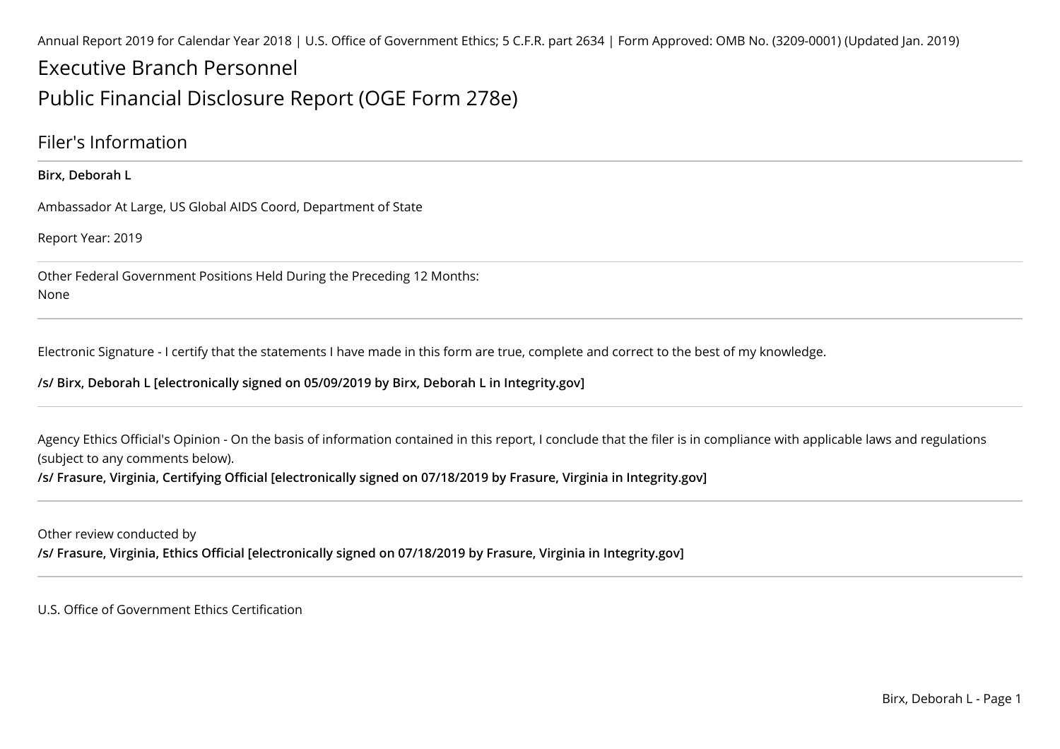Annual Report 2019 for Calendar Year 2018 | U.S. Office of Government Ethics; 5 C.F.R. part 2634 | Form Approved: OMB No. (3209-0001) (Updated Jan. 2019)

# Executive Branch Personnel

# Public Financial Disclosure Report (OGE Form 278e)

## Filer's Information

**Birx, Deborah L**

Ambassador At Large, US Global AIDS Coord, Department of State

Report Year: 2019

Other Federal Government Positions Held During the Preceding 12 Months:
None

Electronic Signature - I certify that the statements I have made in this form are true, complete and correct to the best of my knowledge.

**/s/ Birx, Deborah L [electronically signed on 05/09/2019 by Birx, Deborah L in Integrity.gov]**

Agency Ethics Official's Opinion - On the basis of information contained in this report, I conclude that the filer is in compliance with applicable laws and regulations (subject to any comments below).

**/s/ Frasure, Virginia, Certifying Official [electronically signed on 07/18/2019 by Frasure, Virginia in Integrity.gov]**

Other review conducted by

**/s/ Frasure, Virginia, Ethics Official [electronically signed on 07/18/2019 by Frasure, Virginia in Integrity.gov]**

U.S. Office of Government Ethics Certification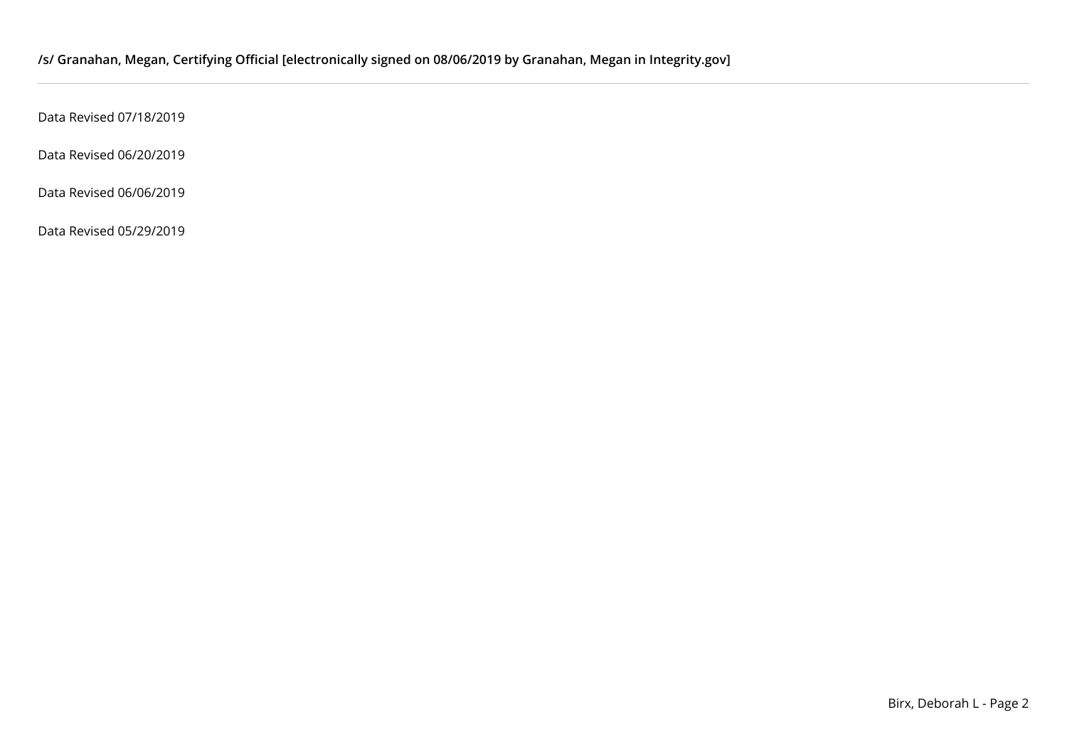**/s/ Granahan, Megan, Certifying Official [electronically signed on 08/06/2019 by Granahan, Megan in Integrity.gov]**

---

Data Revised 07/18/2019

Data Revised 06/20/2019

Data Revised 06/06/2019

Data Revised 05/29/2019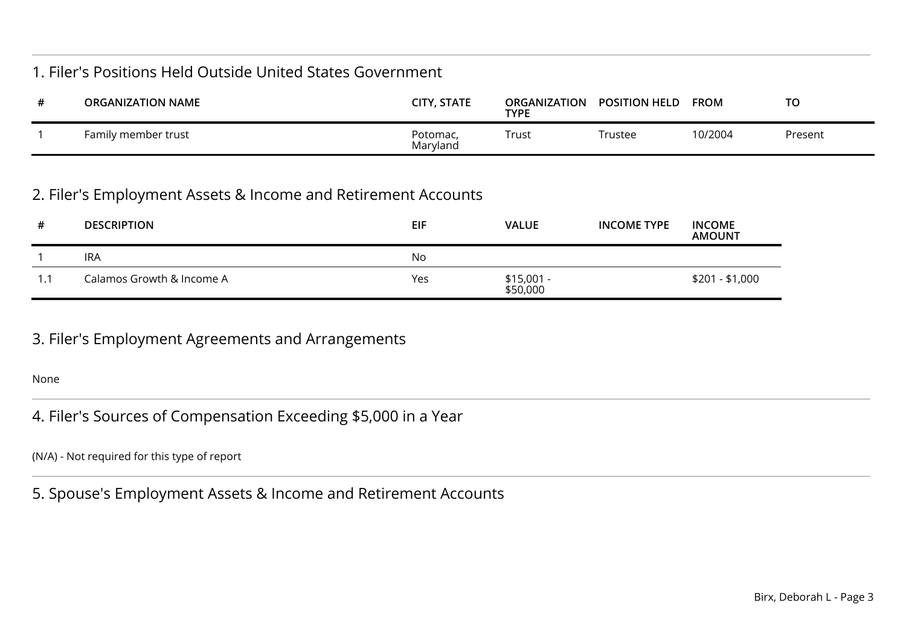## 1. Filer's Positions Held Outside United States Government

| # | ORGANIZATION NAME | CITY, STATE | ORGANIZATION TYPE | POSITION HELD | FROM | TO |
|---|---|---|---|---|---|---|
| 1 | Family member trust | Potomac, Maryland | Trust | Trustee | 10/2004 | Present |

## 2. Filer's Employment Assets & Income and Retirement Accounts

| # | DESCRIPTION | EIF | VALUE | INCOME TYPE | INCOME AMOUNT |
|---|---|---|---|---|---|
| 1 | IRA | No | | | |
| 1.1 | Calamos Growth & Income A | Yes | $15,001 - $50,000 | | $201 - $1,000 |

## 3. Filer's Employment Agreements and Arrangements

None

## 4. Filer's Sources of Compensation Exceeding $5,000 in a Year

(N/A) - Not required for this type of report

## 5. Spouse's Employment Assets & Income and Retirement Accounts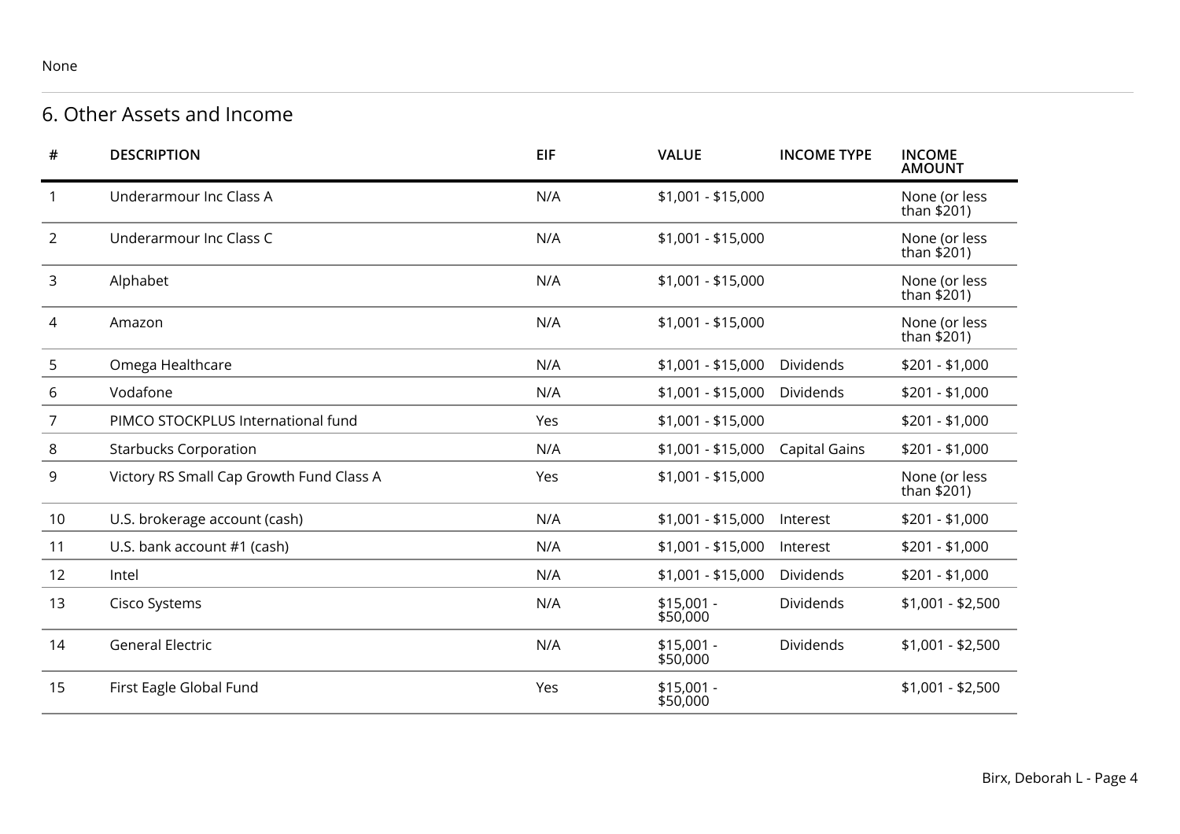None

## 6. Other Assets and Income

| # | DESCRIPTION | EIF | VALUE | INCOME TYPE | INCOME AMOUNT |
|---|---|---|---|---|---|
| 1 | Underarmour Inc Class A | N/A | $1,001 - $15,000 | | None (or less than $201) |
| 2 | Underarmour Inc Class C | N/A | $1,001 - $15,000 | | None (or less than $201) |
| 3 | Alphabet | N/A | $1,001 - $15,000 | | None (or less than $201) |
| 4 | Amazon | N/A | $1,001 - $15,000 | | None (or less than $201) |
| 5 | Omega Healthcare | N/A | $1,001 - $15,000 | Dividends | $201 - $1,000 |
| 6 | Vodafone | N/A | $1,001 - $15,000 | Dividends | $201 - $1,000 |
| 7 | PIMCO STOCKPLUS International fund | Yes | $1,001 - $15,000 | | $201 - $1,000 |
| 8 | Starbucks Corporation | N/A | $1,001 - $15,000 | Capital Gains | $201 - $1,000 |
| 9 | Victory RS Small Cap Growth Fund Class A | Yes | $1,001 - $15,000 | | None (or less than $201) |
| 10 | U.S. brokerage account (cash) | N/A | $1,001 - $15,000 | Interest | $201 - $1,000 |
| 11 | U.S. bank account #1 (cash) | N/A | $1,001 - $15,000 | Interest | $201 - $1,000 |
| 12 | Intel | N/A | $1,001 - $15,000 | Dividends | $201 - $1,000 |
| 13 | Cisco Systems | N/A | $15,001 - $50,000 | Dividends | $1,001 - $2,500 |
| 14 | General Electric | N/A | $15,001 - $50,000 | Dividends | $1,001 - $2,500 |
| 15 | First Eagle Global Fund | Yes | $15,001 - $50,000 | | $1,001 - $2,500 |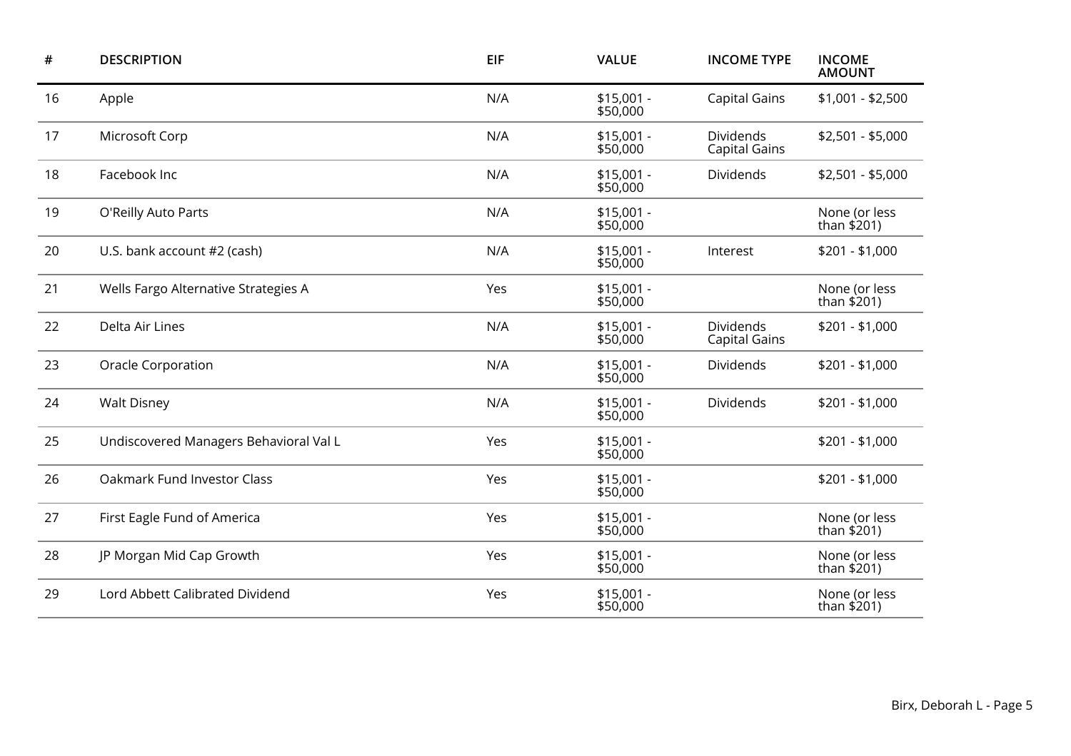| # | DESCRIPTION | EIF | VALUE | INCOME TYPE | INCOME AMOUNT |
|---|---|---|---|---|---|
| 16 | Apple | N/A | $15,001 - $50,000 | Capital Gains | $1,001 - $2,500 |
| 17 | Microsoft Corp | N/A | $15,001 - $50,000 | Dividends Capital Gains | $2,501 - $5,000 |
| 18 | Facebook Inc | N/A | $15,001 - $50,000 | Dividends | $2,501 - $5,000 |
| 19 | O'Reilly Auto Parts | N/A | $15,001 - $50,000 | | None (or less than $201) |
| 20 | U.S. bank account #2 (cash) | N/A | $15,001 - $50,000 | Interest | $201 - $1,000 |
| 21 | Wells Fargo Alternative Strategies A | Yes | $15,001 - $50,000 | | None (or less than $201) |
| 22 | Delta Air Lines | N/A | $15,001 - $50,000 | Dividends Capital Gains | $201 - $1,000 |
| 23 | Oracle Corporation | N/A | $15,001 - $50,000 | Dividends | $201 - $1,000 |
| 24 | Walt Disney | N/A | $15,001 - $50,000 | Dividends | $201 - $1,000 |
| 25 | Undiscovered Managers Behavioral Val L | Yes | $15,001 - $50,000 | | $201 - $1,000 |
| 26 | Oakmark Fund Investor Class | Yes | $15,001 - $50,000 | | $201 - $1,000 |
| 27 | First Eagle Fund of America | Yes | $15,001 - $50,000 | | None (or less than $201) |
| 28 | JP Morgan Mid Cap Growth | Yes | $15,001 - $50,000 | | None (or less than $201) |
| 29 | Lord Abbett Calibrated Dividend | Yes | $15,001 - $50,000 | | None (or less than $201) |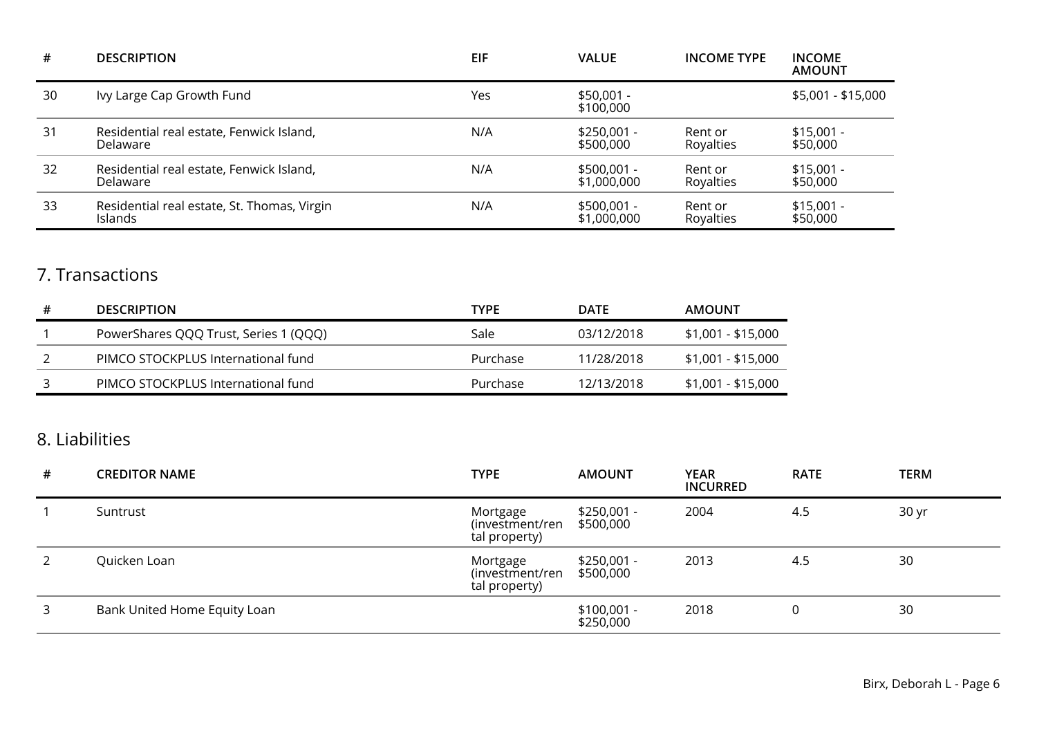| # | DESCRIPTION | EIF | VALUE | INCOME TYPE | INCOME AMOUNT |
|---|---|---|---|---|---|
| 30 | Ivy Large Cap Growth Fund | Yes | $50,001 - $100,000 | | $5,001 - $15,000 |
| 31 | Residential real estate, Fenwick Island, Delaware | N/A | $250,001 - $500,000 | Rent or Royalties | $15,001 - $50,000 |
| 32 | Residential real estate, Fenwick Island, Delaware | N/A | $500,001 - $1,000,000 | Rent or Royalties | $15,001 - $50,000 |
| 33 | Residential real estate, St. Thomas, Virgin Islands | N/A | $500,001 - $1,000,000 | Rent or Royalties | $15,001 - $50,000 |

## 7. Transactions

| # | DESCRIPTION | TYPE | DATE | AMOUNT |
|---|---|---|---|---|
| 1 | PowerShares QQQ Trust, Series 1 (QQQ) | Sale | 03/12/2018 | $1,001 - $15,000 |
| 2 | PIMCO STOCKPLUS International fund | Purchase | 11/28/2018 | $1,001 - $15,000 |
| 3 | PIMCO STOCKPLUS International fund | Purchase | 12/13/2018 | $1,001 - $15,000 |

## 8. Liabilities

| # | CREDITOR NAME | TYPE | AMOUNT | YEAR INCURRED | RATE | TERM |
|---|---|---|---|---|---|---|
| 1 | Suntrust | Mortgage (investment/rental property) | $250,001 - $500,000 | 2004 | 4.5 | 30 yr |
| 2 | Quicken Loan | Mortgage (investment/rental property) | $250,001 - $500,000 | 2013 | 4.5 | 30 |
| 3 | Bank United Home Equity Loan | | $100,001 - $250,000 | 2018 | 0 | 30 |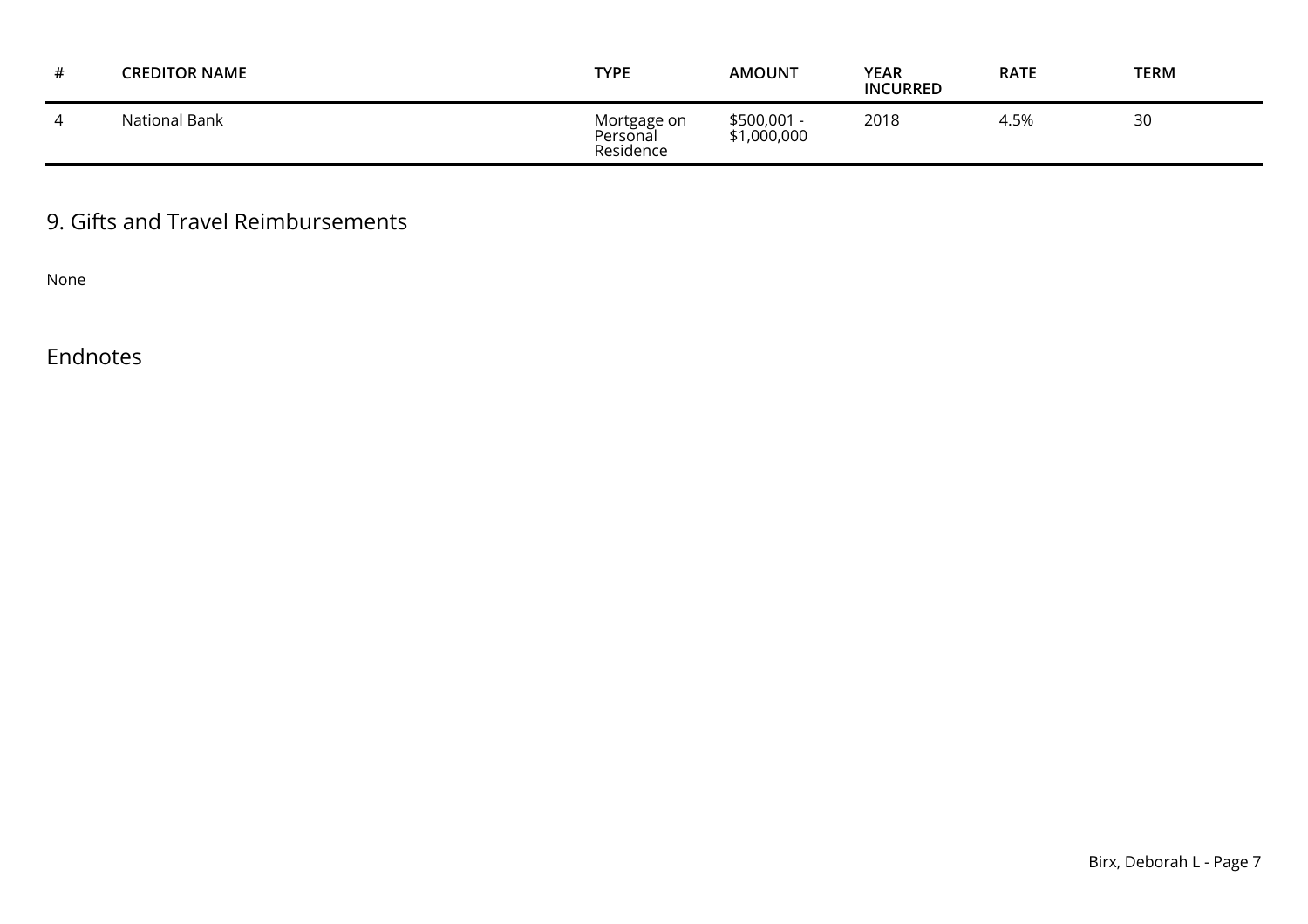| # | CREDITOR NAME | TYPE | AMOUNT | YEAR INCURRED | RATE | TERM |
|---|---|---|---|---|---|---|
| 4 | National Bank | Mortgage on Personal Residence | $500,001 - $1,000,000 | 2018 | 4.5% | 30 |

## 9. Gifts and Travel Reimbursements

None

## Endnotes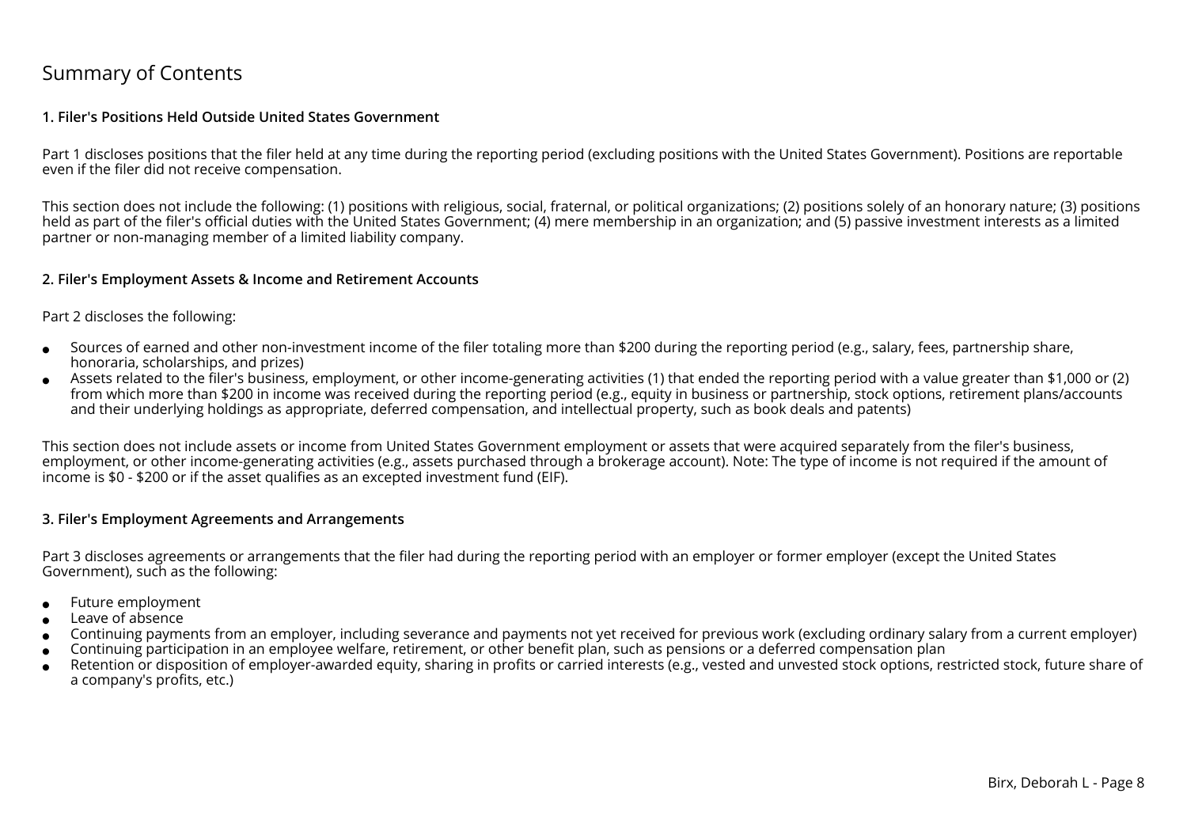# Summary of Contents

### 1. Filer's Positions Held Outside United States Government

Part 1 discloses positions that the filer held at any time during the reporting period (excluding positions with the United States Government). Positions are reportable even if the filer did not receive compensation.

This section does not include the following: (1) positions with religious, social, fraternal, or political organizations; (2) positions solely of an honorary nature; (3) positions held as part of the filer's official duties with the United States Government; (4) mere membership in an organization; and (5) passive investment interests as a limited partner or non-managing member of a limited liability company.

### 2. Filer's Employment Assets & Income and Retirement Accounts

Part 2 discloses the following:

- Sources of earned and other non-investment income of the filer totaling more than $200 during the reporting period (e.g., salary, fees, partnership share, honoraria, scholarships, and prizes)
- Assets related to the filer's business, employment, or other income-generating activities (1) that ended the reporting period with a value greater than $1,000 or (2) from which more than $200 in income was received during the reporting period (e.g., equity in business or partnership, stock options, retirement plans/accounts and their underlying holdings as appropriate, deferred compensation, and intellectual property, such as book deals and patents)

This section does not include assets or income from United States Government employment or assets that were acquired separately from the filer's business, employment, or other income-generating activities (e.g., assets purchased through a brokerage account). Note: The type of income is not required if the amount of income is $0 - $200 or if the asset qualifies as an excepted investment fund (EIF).

### 3. Filer's Employment Agreements and Arrangements

Part 3 discloses agreements or arrangements that the filer had during the reporting period with an employer or former employer (except the United States Government), such as the following:

- Future employment
- Leave of absence
- Continuing payments from an employer, including severance and payments not yet received for previous work (excluding ordinary salary from a current employer)
- Continuing participation in an employee welfare, retirement, or other benefit plan, such as pensions or a deferred compensation plan
- Retention or disposition of employer-awarded equity, sharing in profits or carried interests (e.g., vested and unvested stock options, restricted stock, future share of a company's profits, etc.)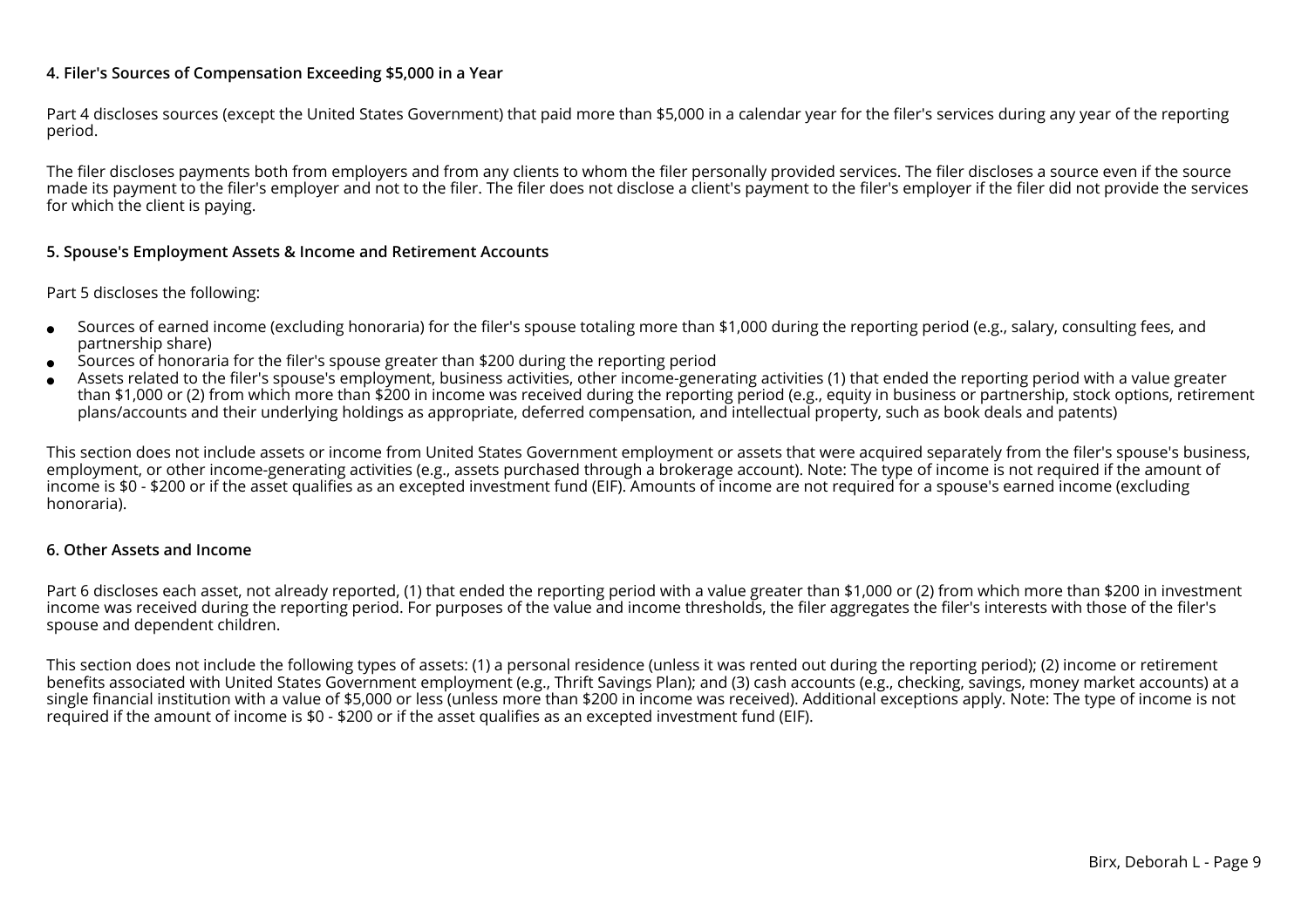### 4. Filer's Sources of Compensation Exceeding $5,000 in a Year

Part 4 discloses sources (except the United States Government) that paid more than $5,000 in a calendar year for the filer's services during any year of the reporting period.

The filer discloses payments both from employers and from any clients to whom the filer personally provided services. The filer discloses a source even if the source made its payment to the filer's employer and not to the filer. The filer does not disclose a client's payment to the filer's employer if the filer did not provide the services for which the client is paying.

### 5. Spouse's Employment Assets & Income and Retirement Accounts

Part 5 discloses the following:

- Sources of earned income (excluding honoraria) for the filer's spouse totaling more than $1,000 during the reporting period (e.g., salary, consulting fees, and partnership share)
- Sources of honoraria for the filer's spouse greater than $200 during the reporting period
- Assets related to the filer's spouse's employment, business activities, other income-generating activities (1) that ended the reporting period with a value greater than $1,000 or (2) from which more than $200 in income was received during the reporting period (e.g., equity in business or partnership, stock options, retirement plans/accounts and their underlying holdings as appropriate, deferred compensation, and intellectual property, such as book deals and patents)

This section does not include assets or income from United States Government employment or assets that were acquired separately from the filer's spouse's business, employment, or other income-generating activities (e.g., assets purchased through a brokerage account). Note: The type of income is not required if the amount of income is $0 - $200 or if the asset qualifies as an excepted investment fund (EIF). Amounts of income are not required for a spouse's earned income (excluding honoraria).

### 6. Other Assets and Income

Part 6 discloses each asset, not already reported, (1) that ended the reporting period with a value greater than $1,000 or (2) from which more than $200 in investment income was received during the reporting period. For purposes of the value and income thresholds, the filer aggregates the filer's interests with those of the filer's spouse and dependent children.

This section does not include the following types of assets: (1) a personal residence (unless it was rented out during the reporting period); (2) income or retirement benefits associated with United States Government employment (e.g., Thrift Savings Plan); and (3) cash accounts (e.g., checking, savings, money market accounts) at a single financial institution with a value of $5,000 or less (unless more than $200 in income was received). Additional exceptions apply. Note: The type of income is not required if the amount of income is $0 - $200 or if the asset qualifies as an excepted investment fund (EIF).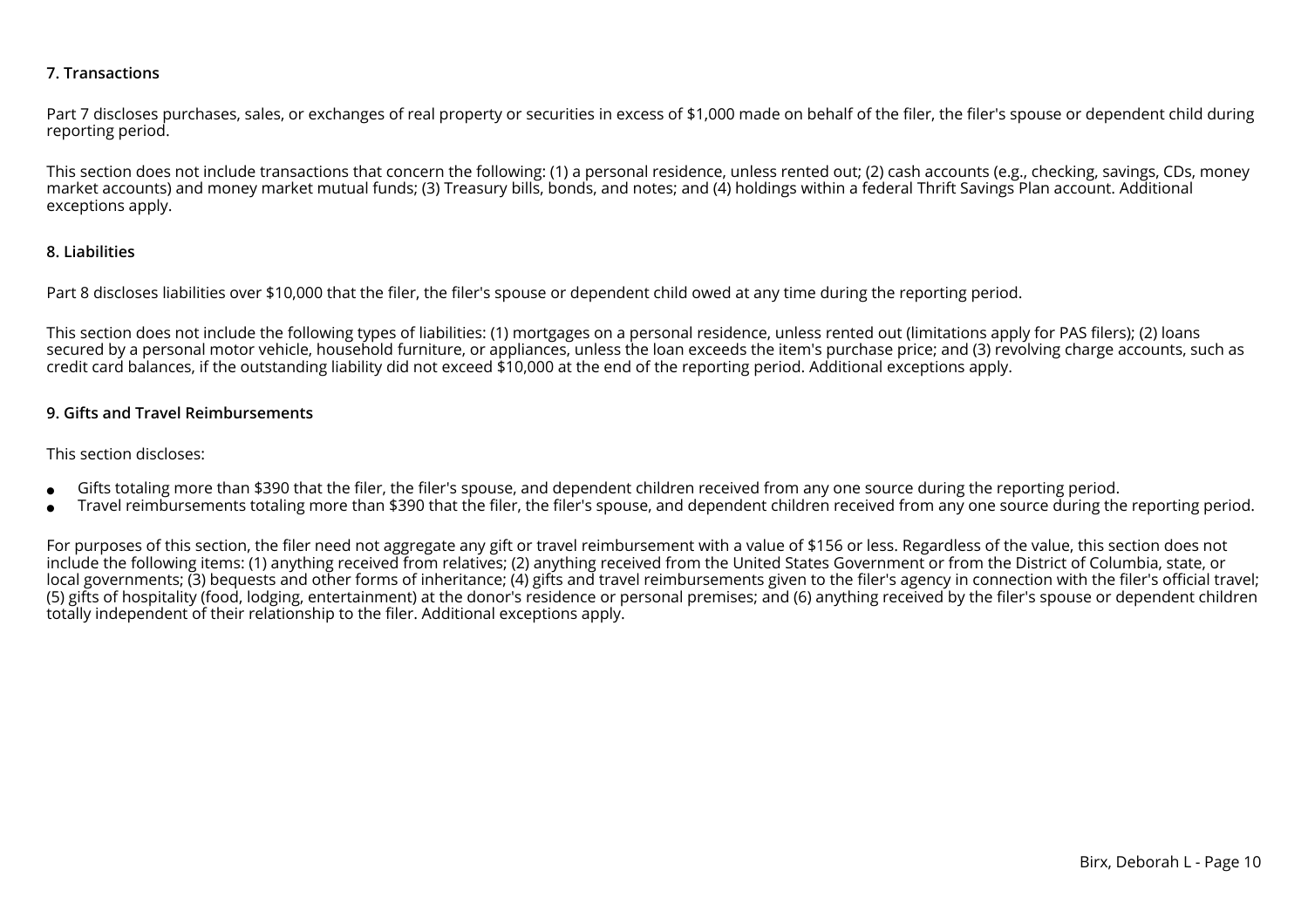### 7. Transactions

Part 7 discloses purchases, sales, or exchanges of real property or securities in excess of $1,000 made on behalf of the filer, the filer's spouse or dependent child during reporting period.

This section does not include transactions that concern the following: (1) a personal residence, unless rented out; (2) cash accounts (e.g., checking, savings, CDs, money market accounts) and money market mutual funds; (3) Treasury bills, bonds, and notes; and (4) holdings within a federal Thrift Savings Plan account. Additional exceptions apply.

### 8. Liabilities

Part 8 discloses liabilities over $10,000 that the filer, the filer's spouse or dependent child owed at any time during the reporting period.

This section does not include the following types of liabilities: (1) mortgages on a personal residence, unless rented out (limitations apply for PAS filers); (2) loans secured by a personal motor vehicle, household furniture, or appliances, unless the loan exceeds the item's purchase price; and (3) revolving charge accounts, such as credit card balances, if the outstanding liability did not exceed $10,000 at the end of the reporting period. Additional exceptions apply.

### 9. Gifts and Travel Reimbursements

This section discloses:

- Gifts totaling more than $390 that the filer, the filer's spouse, and dependent children received from any one source during the reporting period.
- Travel reimbursements totaling more than $390 that the filer, the filer's spouse, and dependent children received from any one source during the reporting period.

For purposes of this section, the filer need not aggregate any gift or travel reimbursement with a value of $156 or less. Regardless of the value, this section does not include the following items: (1) anything received from relatives; (2) anything received from the United States Government or from the District of Columbia, state, or local governments; (3) bequests and other forms of inheritance; (4) gifts and travel reimbursements given to the filer's agency in connection with the filer's official travel; (5) gifts of hospitality (food, lodging, entertainment) at the donor's residence or personal premises; and (6) anything received by the filer's spouse or dependent children totally independent of their relationship to the filer. Additional exceptions apply.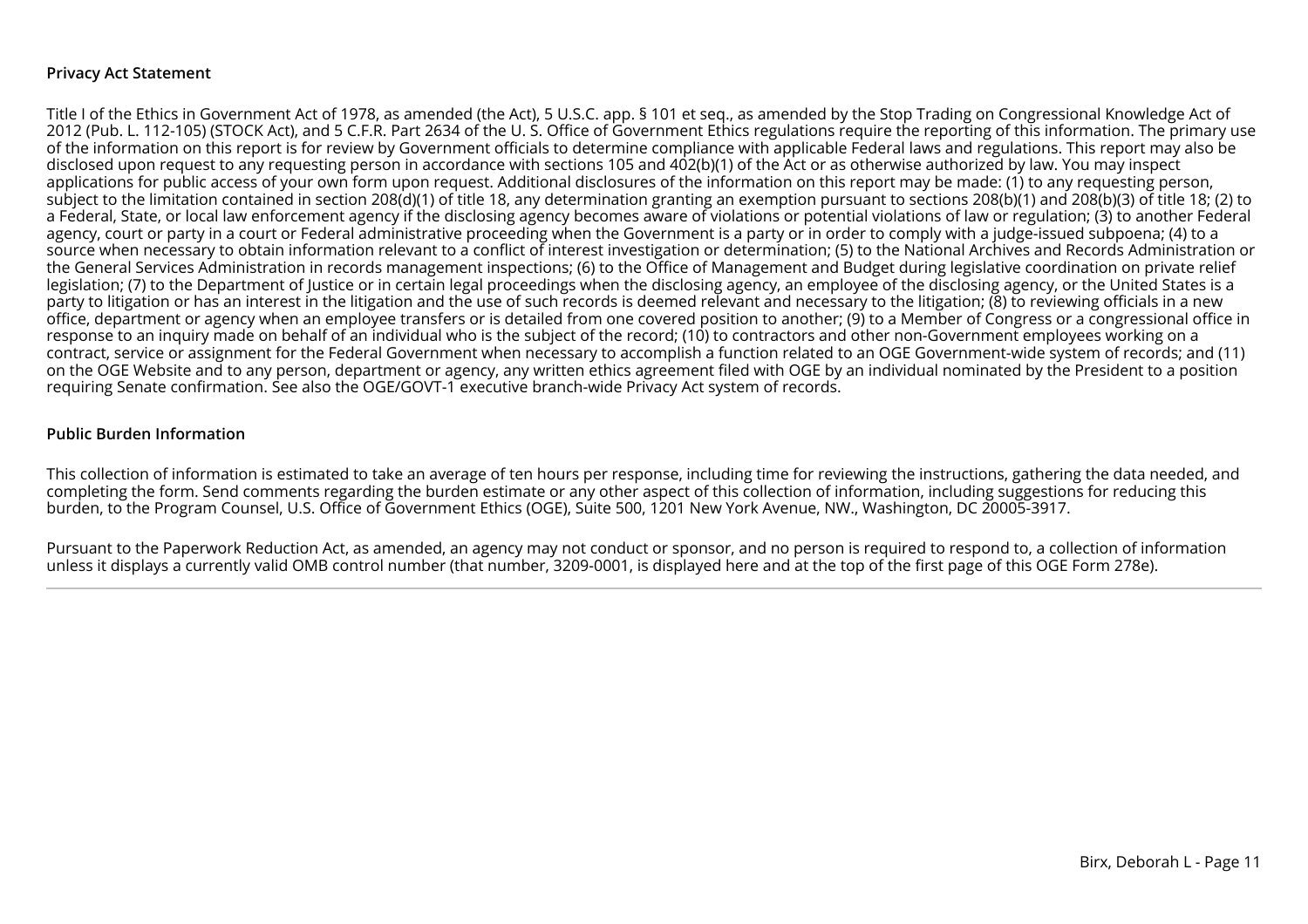**Privacy Act Statement**

Title I of the Ethics in Government Act of 1978, as amended (the Act), 5 U.S.C. app. § 101 et seq., as amended by the Stop Trading on Congressional Knowledge Act of 2012 (Pub. L. 112-105) (STOCK Act), and 5 C.F.R. Part 2634 of the U. S. Office of Government Ethics regulations require the reporting of this information. The primary use of the information on this report is for review by Government officials to determine compliance with applicable Federal laws and regulations. This report may also be disclosed upon request to any requesting person in accordance with sections 105 and 402(b)(1) of the Act or as otherwise authorized by law. You may inspect applications for public access of your own form upon request. Additional disclosures of the information on this report may be made: (1) to any requesting person, subject to the limitation contained in section 208(d)(1) of title 18, any determination granting an exemption pursuant to sections 208(b)(1) and 208(b)(3) of title 18; (2) to a Federal, State, or local law enforcement agency if the disclosing agency becomes aware of violations or potential violations of law or regulation; (3) to another Federal agency, court or party in a court or Federal administrative proceeding when the Government is a party or in order to comply with a judge-issued subpoena; (4) to a source when necessary to obtain information relevant to a conflict of interest investigation or determination; (5) to the National Archives and Records Administration or the General Services Administration in records management inspections; (6) to the Office of Management and Budget during legislative coordination on private relief legislation; (7) to the Department of Justice or in certain legal proceedings when the disclosing agency, an employee of the disclosing agency, or the United States is a party to litigation or has an interest in the litigation and the use of such records is deemed relevant and necessary to the litigation; (8) to reviewing officials in a new office, department or agency when an employee transfers or is detailed from one covered position to another; (9) to a Member of Congress or a congressional office in response to an inquiry made on behalf of an individual who is the subject of the record; (10) to contractors and other non-Government employees working on a contract, service or assignment for the Federal Government when necessary to accomplish a function related to an OGE Government-wide system of records; and (11) on the OGE Website and to any person, department or agency, any written ethics agreement filed with OGE by an individual nominated by the President to a position requiring Senate confirmation. See also the OGE/GOVT-1 executive branch-wide Privacy Act system of records.

**Public Burden Information**

This collection of information is estimated to take an average of ten hours per response, including time for reviewing the instructions, gathering the data needed, and completing the form. Send comments regarding the burden estimate or any other aspect of this collection of information, including suggestions for reducing this burden, to the Program Counsel, U.S. Office of Government Ethics (OGE), Suite 500, 1201 New York Avenue, NW., Washington, DC 20005-3917.

Pursuant to the Paperwork Reduction Act, as amended, an agency may not conduct or sponsor, and no person is required to respond to, a collection of information unless it displays a currently valid OMB control number (that number, 3209-0001, is displayed here and at the top of the first page of this OGE Form 278e).